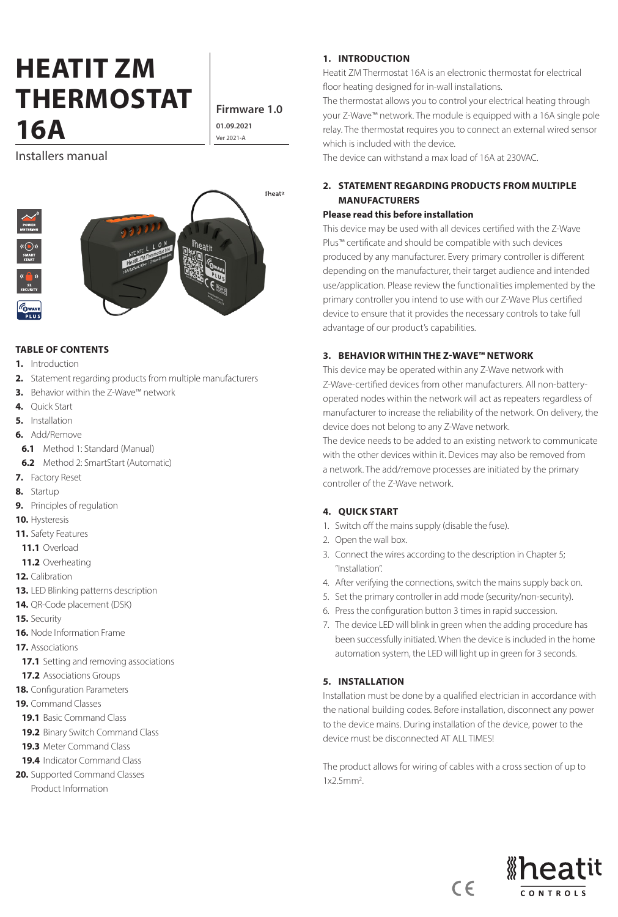# HEATIT ZM THERMOSTAT 16A

Installers manual

**Firmware 1.0**

**01.09.2021**

Ver 2021-A

## TABLE OF CONTENTS

**1.** Introduction
**2.** Statement regarding products from multiple manufacturers
**3.** Behavior within the Z-Wave™ network
**4.** Quick Start
**5.** Installation
**6.** Add/Remove
  **6.1** Method 1: Standard (Manual)
  **6.2** Method 2: SmartStart (Automatic)
**7.** Factory Reset
**8.** Startup
**9.** Principles of regulation
**10.** Hysteresis
**11.** Safety Features
  **11.1** Overload
  **11.2** Overheating
**12.** Calibration
**13.** LED Blinking patterns description
**14.** QR-Code placement (DSK)
**15.** Security
**16.** Node Information Frame
**17.** Associations
  **17.1** Setting and removing associations
  **17.2** Associations Groups
**18.** Configuration Parameters
**19.** Command Classes
  **19.1** Basic Command Class
  **19.2** Binary Switch Command Class
  **19.3** Meter Command Class
  **19.4** Indicator Command Class
**20.** Supported Command Classes
  Product Information

## 1. INTRODUCTION

Heatit ZM Thermostat 16A is an electronic thermostat for electrical floor heating designed for in-wall installations.
The thermostat allows you to control your electrical heating through your Z-Wave™ network. The module is equipped with a 16A single pole relay. The thermostat requires you to connect an external wired sensor which is included with the device.
The device can withstand a max load of 16A at 230VAC.

## 2. STATEMENT REGARDING PRODUCTS FROM MULTIPLE MANUFACTURERS

**Please read this before installation**

This device may be used with all devices certified with the Z-Wave Plus™ certificate and should be compatible with such devices produced by any manufacturer. Every primary controller is different depending on the manufacturer, their target audience and intended use/application. Please review the functionalities implemented by the primary controller you intend to use with our Z-Wave Plus certified device to ensure that it provides the necessary controls to take full advantage of our product's capabilities.

## 3. BEHAVIOR WITHIN THE Z-WAVE™ NETWORK

This device may be operated within any Z-Wave network with Z-Wave-certified devices from other manufacturers. All non-battery-operated nodes within the network will act as repeaters regardless of manufacturer to increase the reliability of the network. On delivery, the device does not belong to any Z-Wave network.
The device needs to be added to an existing network to communicate with the other devices within it. Devices may also be removed from a network. The add/remove processes are initiated by the primary controller of the Z-Wave network.

## 4. QUICK START

1. Switch off the mains supply (disable the fuse).
2. Open the wall box.
3. Connect the wires according to the description in Chapter 5; "Installation".
4. After verifying the connections, switch the mains supply back on.
5. Set the primary controller in add mode (security/non-security).
6. Press the configuration button 3 times in rapid succession.
7. The device LED will blink in green when the adding procedure has been successfully initiated. When the device is included in the home automation system, the LED will light up in green for 3 seconds.

## 5. INSTALLATION

Installation must be done by a qualified electrician in accordance with the national building codes. Before installation, disconnect any power to the device mains. During installation of the device, power to the device must be disconnected AT ALL TIMES!

The product allows for wiring of cables with a cross section of up to 1x2.5mm$^2$.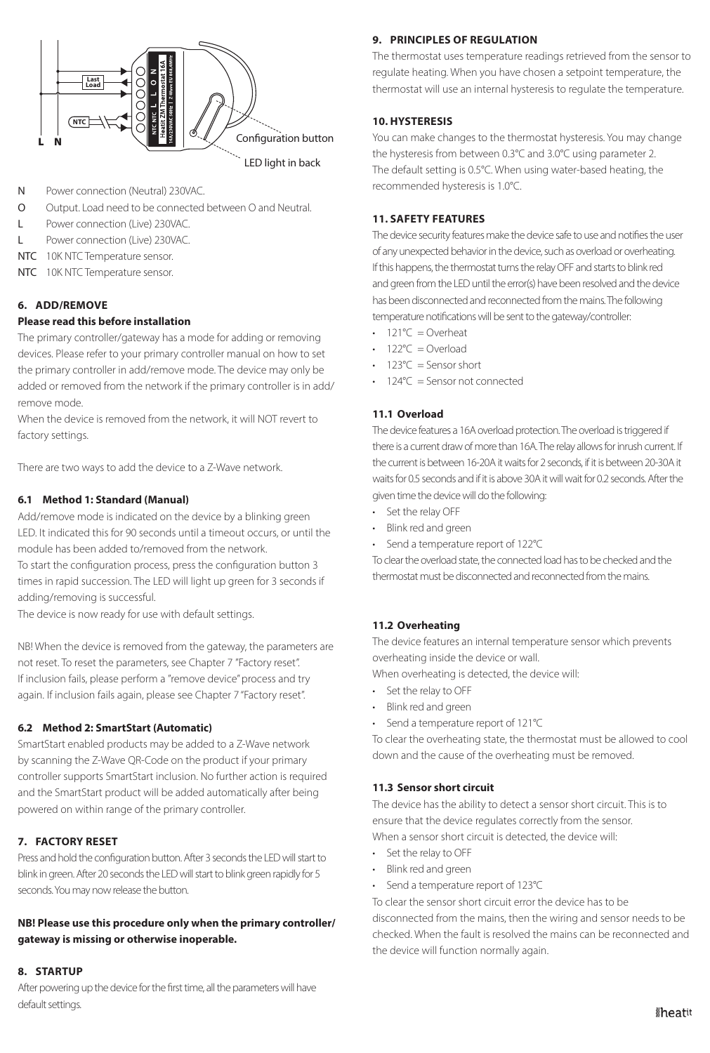Configuration button

LED light in back

- N Power connection (Neutral) 230VAC.
- O Output. Load need to be connected between O and Neutral.
- L Power connection (Live) 230VAC.
- L Power connection (Live) 230VAC.
- NTC 10K NTC Temperature sensor.
- NTC 10K NTC Temperature sensor.

## 6. ADD/REMOVE

**Please read this before installation**

The primary controller/gateway has a mode for adding or removing devices. Please refer to your primary controller manual on how to set the primary controller in add/remove mode. The device may only be added or removed from the network if the primary controller is in add/remove mode.

When the device is removed from the network, it will NOT revert to factory settings.

There are two ways to add the device to a Z-Wave network.

### 6.1 Method 1: Standard (Manual)

Add/remove mode is indicated on the device by a blinking green LED. It indicated this for 90 seconds until a timeout occurs, or until the module has been added to/removed from the network.

To start the configuration process, press the configuration button 3 times in rapid succession. The LED will light up green for 3 seconds if adding/removing is successful.

The device is now ready for use with default settings.

NB! When the device is removed from the gateway, the parameters are not reset. To reset the parameters, see Chapter 7 "Factory reset". If inclusion fails, please perform a "remove device" process and try again. If inclusion fails again, please see Chapter 7 "Factory reset".

### 6.2 Method 2: SmartStart (Automatic)

SmartStart enabled products may be added to a Z-Wave network by scanning the Z-Wave QR-Code on the product if your primary controller supports SmartStart inclusion. No further action is required and the SmartStart product will be added automatically after being powered on within range of the primary controller.

## 7. FACTORY RESET

Press and hold the configuration button. After 3 seconds the LED will start to blink in green. After 20 seconds the LED will start to blink green rapidly for 5 seconds. You may now release the button.

**NB! Please use this procedure only when the primary controller/gateway is missing or otherwise inoperable.**

## 8. STARTUP

After powering up the device for the first time, all the parameters will have default settings.

## 9. PRINCIPLES OF REGULATION

The thermostat uses temperature readings retrieved from the sensor to regulate heating. When you have chosen a setpoint temperature, the thermostat will use an internal hysteresis to regulate the temperature.

## 10. HYSTERESIS

You can make changes to the thermostat hysteresis. You may change the hysteresis from between 0.3°C and 3.0°C using parameter 2. The default setting is 0.5°C. When using water-based heating, the recommended hysteresis is 1.0°C.

## 11. SAFETY FEATURES

The device security features make the device safe to use and notifies the user of any unexpected behavior in the device, such as overload or overheating. If this happens, the thermostat turns the relay OFF and starts to blink red and green from the LED until the error(s) have been resolved and the device has been disconnected and reconnected from the mains. The following temperature notifications will be sent to the gateway/controller:

- 121°C = Overheat
- 122°C = Overload
- 123°C = Sensor short
- 124°C = Sensor not connected

### 11.1 Overload

The device features a 16A overload protection. The overload is triggered if there is a current draw of more than 16A. The relay allows for inrush current. If the current is between 16-20A it waits for 2 seconds, if it is between 20-30A it waits for 0.5 seconds and if it is above 30A it will wait for 0.2 seconds. After the given time the device will do the following:

- Set the relay OFF
- Blink red and green
- Send a temperature report of 122°C

To clear the overload state, the connected load has to be checked and the thermostat must be disconnected and reconnected from the mains.

### 11.2 Overheating

The device features an internal temperature sensor which prevents overheating inside the device or wall.

When overheating is detected, the device will:

- Set the relay to OFF
- Blink red and green
- Send a temperature report of 121°C

To clear the overheating state, the thermostat must be allowed to cool down and the cause of the overheating must be removed.

### 11.3 Sensor short circuit

The device has the ability to detect a sensor short circuit. This is to ensure that the device regulates correctly from the sensor.

When a sensor short circuit is detected, the device will:

- Set the relay to OFF
- Blink red and green
- Send a temperature report of 123°C

To clear the sensor short circuit error the device has to be disconnected from the mains, then the wiring and sensor needs to be checked. When the fault is resolved the mains can be reconnected and the device will function normally again.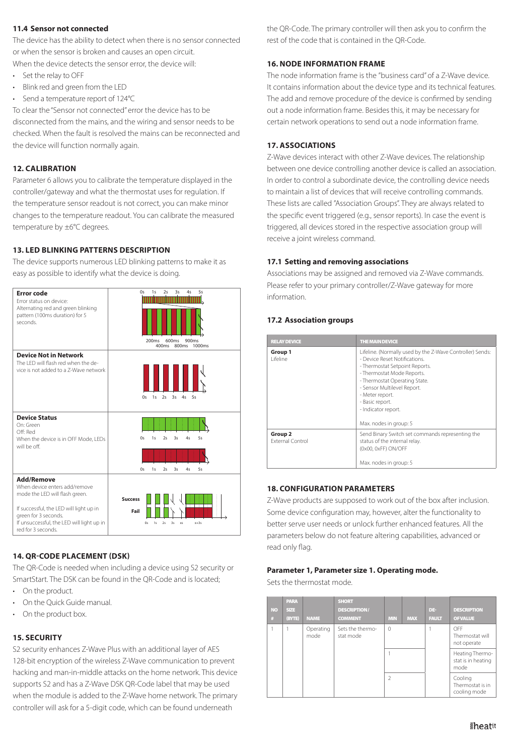### 11.4 Sensor not connected

The device has the ability to detect when there is no sensor connected or when the sensor is broken and causes an open circuit.
When the device detects the sensor error, the device will:

- Set the relay to OFF
- Blink red and green from the LED
- Send a temperature report of 124°C

To clear the "Sensor not connected" error the device has to be disconnected from the mains, and the wiring and sensor needs to be checked. When the fault is resolved the mains can be reconnected and the device will function normally again.

## 12. CALIBRATION

Parameter 6 allows you to calibrate the temperature displayed in the controller/gateway and what the thermostat uses for regulation. If the temperature sensor readout is not correct, you can make minor changes to the temperature readout. You can calibrate the measured temperature by ±6°C degrees.

## 13. LED BLINKING PATTERNS DESCRIPTION

The device supports numerous LED blinking patterns to make it as easy as possible to identify what the device is doing.

| | |
|---|---|
| **Error code**<br>Error status on device:<br>Alternating red and green blinking pattern (100ms duration) for 5 seconds. | 0s 1s 2s 3s 4s 5s<br>200ms 600ms 900ms<br>400ms 800ms 1000ms |
| **Device Not in Network**<br>The LED will flash red when the device is not added to a Z-Wave network | 0s 1s 2s 3s 4s 5s |
| **Device Status**<br>On: Green<br>Off: Red<br>When the device is in OFF Mode, LEDs will be off. | 0s 1s 2s 3s 4s 5s<br>0s 1s 2s 3s 4s 5s |
| **Add/Remove**<br>When device enters add/remove mode the LED will flash green.<br><br>If successful, the LED will light up in green for 3 seconds.<br>If unsuccessful, the LED will light up in red for 3 seconds. | Success<br>Fail<br>0s 1s 2s 3s xs x+3s |

## 14. QR-CODE PLACEMENT (DSK)

The QR-Code is needed when including a device using S2 security or SmartStart. The DSK can be found in the QR-Code and is located;

- On the product.
- On the Quick Guide manual.
- On the product box.

## 15. SECURITY

S2 security enhances Z-Wave Plus with an additional layer of AES 128-bit encryption of the wireless Z-Wave communication to prevent hacking and man-in-middle attacks on the home network. This device supports S2 and has a Z-Wave DSK QR-Code label that may be used when the module is added to the Z-Wave home network. The primary controller will ask for a 5-digit code, which can be found underneath the QR-Code. The primary controller will then ask you to confirm the rest of the code that is contained in the QR-Code.

## 16. NODE INFORMATION FRAME

The node information frame is the "business card" of a Z-Wave device. It contains information about the device type and its technical features. The add and remove procedure of the device is confirmed by sending out a node information frame. Besides this, it may be necessary for certain network operations to send out a node information frame.

## 17. ASSOCIATIONS

Z-Wave devices interact with other Z-Wave devices. The relationship between one device controlling another device is called an association. In order to control a subordinate device, the controlling device needs to maintain a list of devices that will receive controlling commands. These lists are called "Association Groups". They are always related to the specific event triggered (e.g., sensor reports). In case the event is triggered, all devices stored in the respective association group will receive a joint wireless command.

### 17.1 Setting and removing associations

Associations may be assigned and removed via Z-Wave commands. Please refer to your primary controller/Z-Wave gateway for more information.

### 17.2 Association groups

| RELAY DEVICE | THE MAIN DEVICE |
|---|---|
| **Group 1**<br>Lifeline | Lifeline. (Normally used by the Z-Wave Controller) Sends:<br>- Device Reset Notifications.<br>- Thermostat Setpoint Reports.<br>- Thermostat Mode Reports.<br>- Thermostat Operating State.<br>- Sensor Multilevel Report.<br>- Meter report.<br>- Basic report.<br>- Indicator report.<br><br>Max. nodes in group: 5 |
| **Group 2**<br>External Control | Send Binary Switch set commands representing the status of the internal relay.<br>(0x00, 0xFF) ON/OFF<br><br>Max. nodes in group: 5 |

## 18. CONFIGURATION PARAMETERS

Z-Wave products are supposed to work out of the box after inclusion. Some device configuration may, however, alter the functionality to better serve user needs or unlock further enhanced features. All the parameters below do not feature altering capabilities, advanced or read only flag.

**Parameter 1, Parameter size 1. Operating mode.**

Sets the thermostat mode.

| NO # | PARA SIZE (BYTE) | NAME | SHORT DESCRIPTION / COMMENT | MIN | MAX | DE-FAULT | DESCRIPTION OF VALUE |
|---|---|---|---|---|---|---|---|
| 1 | 1 | Operating mode | Sets the thermo-stat mode | 0 | | 1 | OFF Thermostat will not operate |
| | | | | 1 | | | Heating Thermo-stat is in heating mode |
| | | | | 2 | | | Cooling Thermostat is in cooling mode |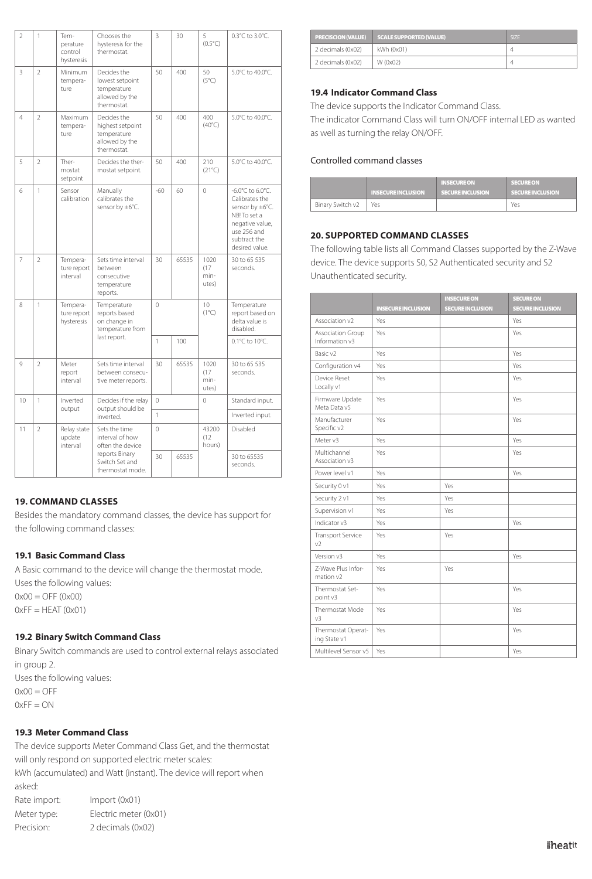| 2 | 1 | Temperature control hysteresis | Chooses the hysteresis for the thermostat. | 3 | 30 | 5 (0.5°C) | 0.3°C to 3.0°C. |
|---|---|---|---|---|---|---|---|
| 3 | 2 | Minimum temperature | Decides the lowest setpoint temperature allowed by the thermostat. | 50 | 400 | 50 (5°C) | 5.0°C to 40.0°C. |
| 4 | 2 | Maximum temperature | Decides the highest setpoint temperature allowed by the thermostat. | 50 | 400 | 400 (40°C) | 5.0°C to 40.0°C. |
| 5 | 2 | Thermostat setpoint | Decides the thermostat setpoint. | 50 | 400 | 210 (21°C) | 5.0°C to 40.0°C. |
| 6 | 1 | Sensor calibration | Manually calibrates the sensor by ±6°C. | -60 | 60 | 0 | -6.0°C to 6.0°C. Calibrates the sensor by ±6°C. NB! To set a negative value, use 256 and subtract the desired value. |
| 7 | 2 | Temperature report interval | Sets time interval between consecutive temperature reports. | 30 | 65535 | 1020 (17 minutes) | 30 to 65 535 seconds. |
| 8 | 1 | Temperature report hysteresis | Temperature reports based on change in temperature from last report. | 0 | | 10 (1°C) | Temperature report based on delta value is disabled. |
| | | | | 1 | 100 | | 0.1°C to 10°C. |
| 9 | 2 | Meter report interval | Sets time interval between consecutive meter reports. | 30 | 65535 | 1020 (17 minutes) | 30 to 65 535 seconds. |
| 10 | 1 | Inverted output | Decides if the relay output should be inverted. | 0 | | 0 | Standard input. |
| | | | | 1 | | | Inverted input. |
| 11 | 2 | Relay state update interval | Sets the time interval of how often the device reports Binary Switch Set and thermostat mode. | 0 | | 43200 (12 hours) | Disabled |
| | | | | 30 | 65535 | | 30 to 65535 seconds. |

## 19. COMMAND CLASSES

Besides the mandatory command classes, the device has support for the following command classes:

### 19.1 Basic Command Class

A Basic command to the device will change the thermostat mode.
Uses the following values:
0x00 = OFF (0x00)
0xFF = HEAT (0x01)

### 19.2 Binary Switch Command Class

Binary Switch commands are used to control external relays associated in group 2.
Uses the following values:
0x00 = OFF
0xFF = ON

### 19.3 Meter Command Class

The device supports Meter Command Class Get, and the thermostat will only respond on supported electric meter scales:
kWh (accumulated) and Watt (instant). The device will report when asked:

Rate import: Import (0x01)
Meter type: Electric meter (0x01)
Precision: 2 decimals (0x02)

| PRECISCION (VALUE) | SCALE SUPPORTED (VALUE) | SIZE |
|---|---|---|
| 2 decimals (0x02) | kWh (0x01) | 4 |
| 2 decimals (0x02) | W (0x02) | 4 |

### 19.4 Indicator Command Class

The device supports the Indicator Command Class.
The indicator Command Class will turn ON/OFF internal LED as wanted as well as turning the relay ON/OFF.

Controlled command classes

| | INSECURE INCLUSION | INSECURE ON SECURE INCLUSION | SECURE ON SECURE INCLUSION |
|---|---|---|---|
| Binary Switch v2 | Yes | | Yes |

## 20. SUPPORTED COMMAND CLASSES

The following table lists all Command Classes supported by the Z-Wave device. The device supports S0, S2 Authenticated security and S2 Unauthenticated security.

| | INSECURE INCLUSION | INSECURE ON SECURE INCLUSION | SECURE ON SECURE INCLUSION |
|---|---|---|---|
| Association v2 | Yes | | Yes |
| Association Group Information v3 | Yes | | Yes |
| Basic v2 | Yes | | Yes |
| Configuration v4 | Yes | | Yes |
| Device Reset Locally v1 | Yes | | Yes |
| Firmware Update Meta Data v5 | Yes | | Yes |
| Manufacturer Specific v2 | Yes | | Yes |
| Meter v3 | Yes | | Yes |
| Multichannel Association v3 | Yes | | Yes |
| Power level v1 | Yes | | Yes |
| Security 0 v1 | Yes | Yes | |
| Security 2 v1 | Yes | Yes | |
| Supervision v1 | Yes | Yes | |
| Indicator v3 | Yes | | Yes |
| Transport Service v2 | Yes | Yes | |
| Version v3 | Yes | | Yes |
| Z-Wave Plus Information v2 | Yes | Yes | |
| Thermostat Setpoint v3 | Yes | | Yes |
| Thermostat Mode v3 | Yes | | Yes |
| Thermostat Operating State v1 | Yes | | Yes |
| Multilevel Sensor v5 | Yes | | Yes |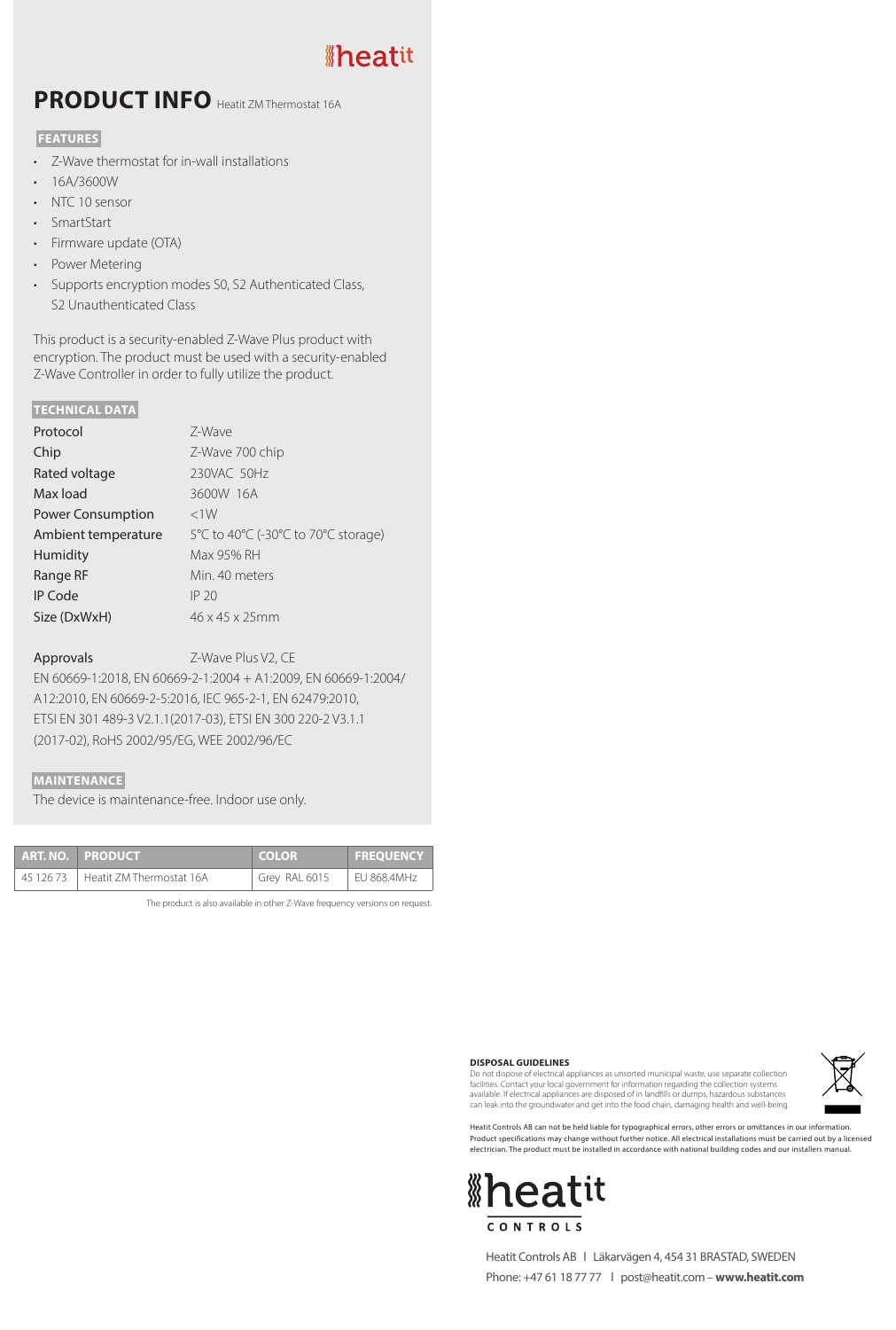heatit

# PRODUCT INFO Heatit ZM Thermostat 16A

## FEATURES

- Z-Wave thermostat for in-wall installations
- 16A/3600W
- NTC 10 sensor
- SmartStart
- Firmware update (OTA)
- Power Metering
- Supports encryption modes S0, S2 Authenticated Class, S2 Unauthenticated Class

This product is a security-enabled Z-Wave Plus product with encryption. The product must be used with a security-enabled Z-Wave Controller in order to fully utilize the product.

## TECHNICAL DATA

| | |
|---|---|
| Protocol | Z-Wave |
| Chip | Z-Wave 700 chip |
| Rated voltage | 230VAC 50Hz |
| Max load | 3600W 16A |
| Power Consumption | <1W |
| Ambient temperature | 5°C to 40°C (-30°C to 70°C storage) |
| Humidity | Max 95% RH |
| Range RF | Min. 40 meters |
| IP Code | IP 20 |
| Size (DxWxH) | 46 x 45 x 25mm |

Approvals Z-Wave Plus V2, CE

EN 60669-1:2018, EN 60669-2-1:2004 + A1:2009, EN 60669-1:2004/A12:2010, EN 60669-2-5:2016, IEC 965-2-1, EN 62479:2010, ETSI EN 301 489-3 V2.1.1(2017-03), ETSI EN 300 220-2 V3.1.1 (2017-02), RoHS 2002/95/EG, WEE 2002/96/EC

## MAINTENANCE

The device is maintenance-free. Indoor use only.

| ART. NO. | PRODUCT | COLOR | FREQUENCY |
|---|---|---|---|
| 45 126 73 | Heatit ZM Thermostat 16A | Grey RAL 6015 | EU 868.4MHz |

The product is also available in other Z-Wave frequency versions on request.

**DISPOSAL GUIDELINES**
Do not dispose of electrical appliances as unsorted municipal waste, use separate collection facilities. Contact your local government for information regarding the collection systems available. If electrical appliances are disposed of in landfills or dumps, hazardous substances can leak into the groundwater and get into the food chain, damaging health and well-being.

Heatit Controls AB can not be held liable for typographical errors, other errors or omittances in our information. Product specifications may change without further notice. All electrical installations must be carried out by a licensed electrician. The product must be installed in accordance with national building codes and our installers manual.

heatit CONTROLS

Heatit Controls AB | Läkarvägen 4, 454 31 BRASTAD, SWEDEN
Phone: +47 61 18 77 77 | post@heatit.com – **www.heatit.com**